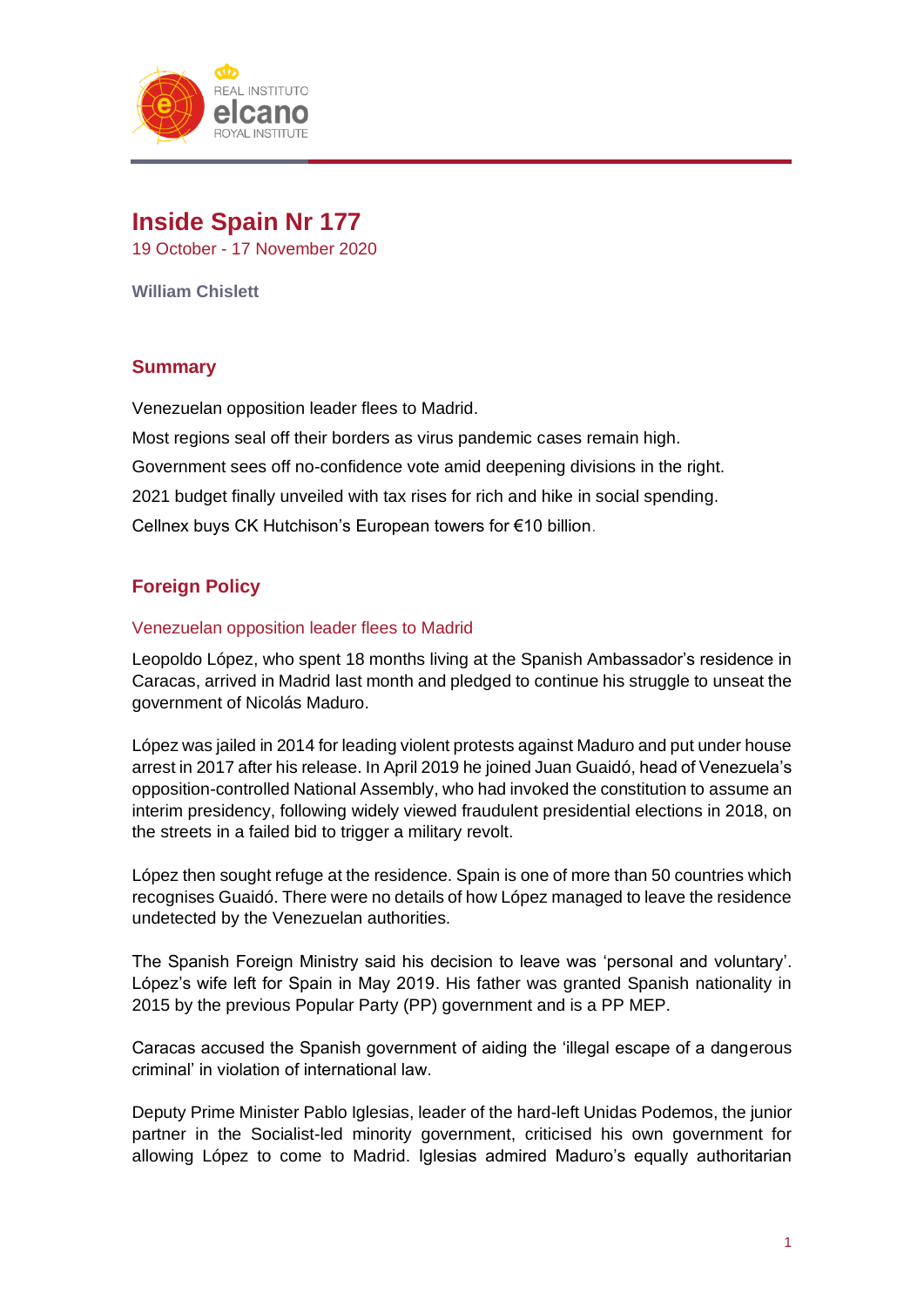# Inside Spain Nr 177

19 October - 17 November 2020

**William Chislett**

## Summary

Venezuelan opposition leader flees to Madrid.

Most regions seal off their borders as virus pandemic cases remain high.

Government sees off no-confidence vote amid deepening divisions in the right.

2021 budget finally unveiled with tax rises for rich and hike in social spending.

Cellnex buys CK Hutchison's European towers for €10 billion.

## Foreign Policy

### Venezuelan opposition leader flees to Madrid

Leopoldo López, who spent 18 months living at the Spanish Ambassador's residence in Caracas, arrived in Madrid last month and pledged to continue his struggle to unseat the government of Nicolás Maduro.

López was jailed in 2014 for leading violent protests against Maduro and put under house arrest in 2017 after his release. In April 2019 he joined Juan Guaidó, head of Venezuela's opposition-controlled National Assembly, who had invoked the constitution to assume an interim presidency, following widely viewed fraudulent presidential elections in 2018, on the streets in a failed bid to trigger a military revolt.

López then sought refuge at the residence. Spain is one of more than 50 countries which recognises Guaidó. There were no details of how López managed to leave the residence undetected by the Venezuelan authorities.

The Spanish Foreign Ministry said his decision to leave was 'personal and voluntary'. López's wife left for Spain in May 2019. His father was granted Spanish nationality in 2015 by the previous Popular Party (PP) government and is a PP MEP.

Caracas accused the Spanish government of aiding the 'illegal escape of a dangerous criminal' in violation of international law.

Deputy Prime Minister Pablo Iglesias, leader of the hard-left Unidas Podemos, the junior partner in the Socialist-led minority government, criticised his own government for allowing López to come to Madrid. Iglesias admired Maduro's equally authoritarian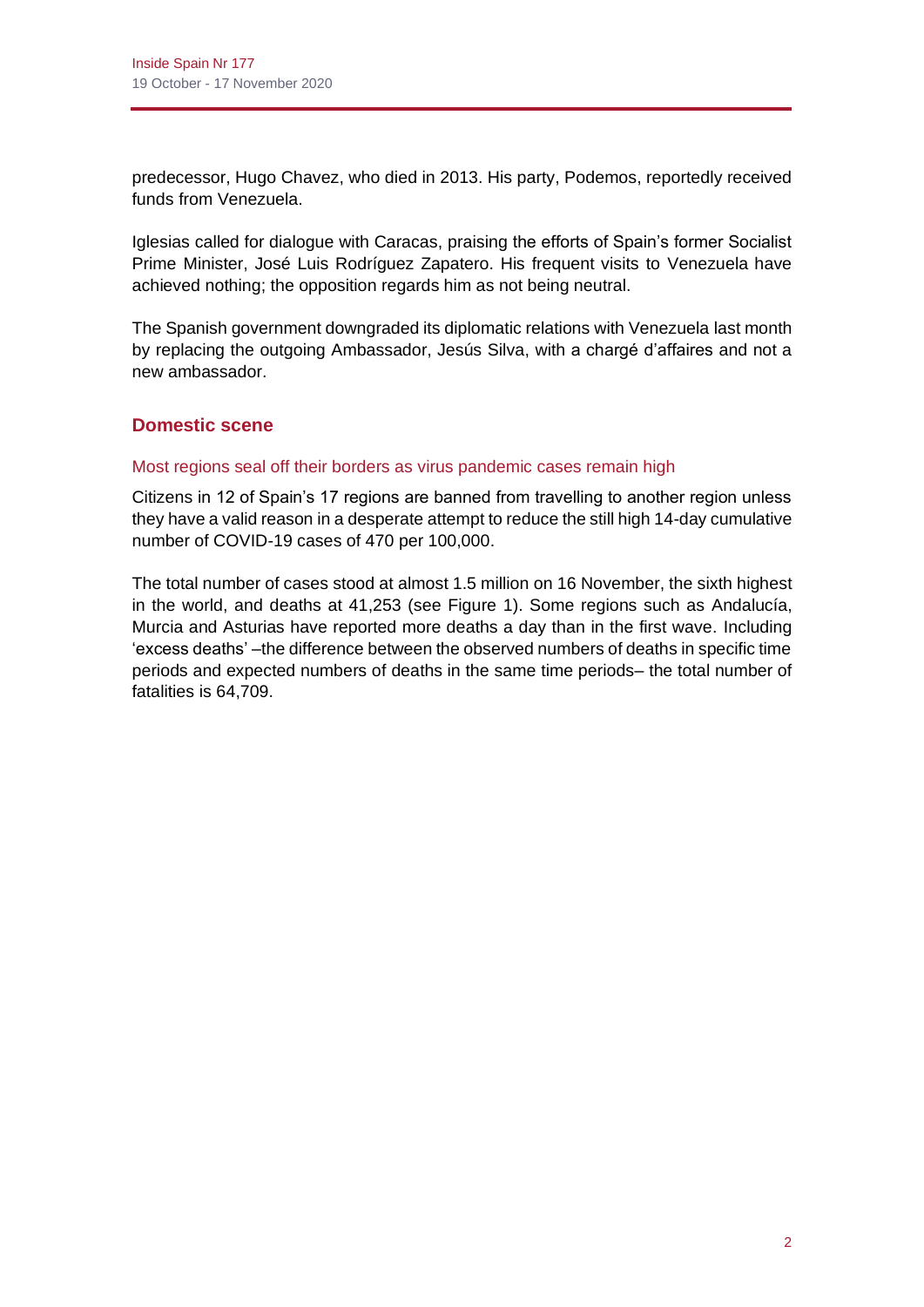predecessor, Hugo Chavez, who died in 2013. His party, Podemos, reportedly received funds from Venezuela.

Iglesias called for dialogue with Caracas, praising the efforts of Spain's former Socialist Prime Minister, José Luis Rodríguez Zapatero. His frequent visits to Venezuela have achieved nothing; the opposition regards him as not being neutral.

The Spanish government downgraded its diplomatic relations with Venezuela last month by replacing the outgoing Ambassador, Jesús Silva, with a chargé d'affaires and not a new ambassador.

## Domestic scene

### Most regions seal off their borders as virus pandemic cases remain high

Citizens in 12 of Spain's 17 regions are banned from travelling to another region unless they have a valid reason in a desperate attempt to reduce the still high 14-day cumulative number of COVID-19 cases of 470 per 100,000.

The total number of cases stood at almost 1.5 million on 16 November, the sixth highest in the world, and deaths at 41,253 (see Figure 1). Some regions such as Andalucía, Murcia and Asturias have reported more deaths a day than in the first wave. Including 'excess deaths' –the difference between the observed numbers of deaths in specific time periods and expected numbers of deaths in the same time periods– the total number of fatalities is 64,709.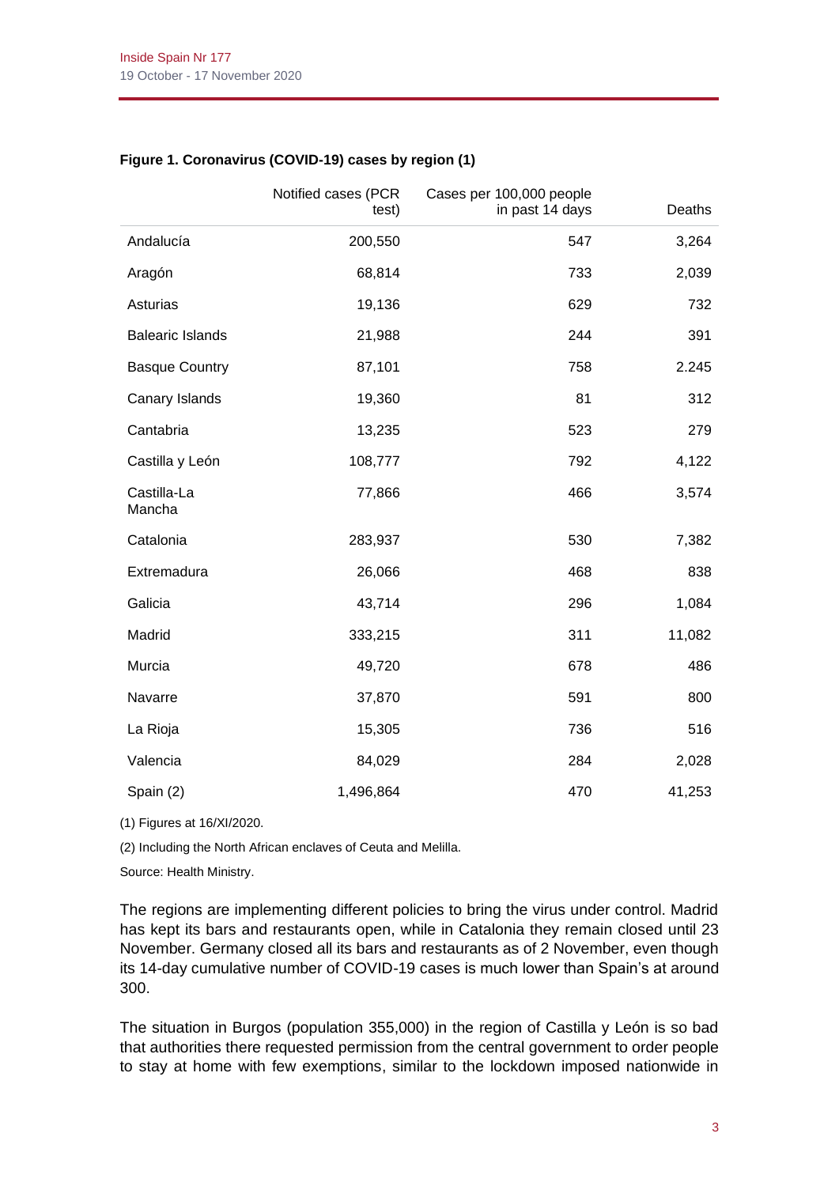**Figure 1. Coronavirus (COVID-19) cases by region (1)**

| | Notified cases (PCR test) | Cases per 100,000 people in past 14 days | Deaths |
|---|---|---|---|
| Andalucía | 200,550 | 547 | 3,264 |
| Aragón | 68,814 | 733 | 2,039 |
| Asturias | 19,136 | 629 | 732 |
| Balearic Islands | 21,988 | 244 | 391 |
| Basque Country | 87,101 | 758 | 2.245 |
| Canary Islands | 19,360 | 81 | 312 |
| Cantabria | 13,235 | 523 | 279 |
| Castilla y León | 108,777 | 792 | 4,122 |
| Castilla-La Mancha | 77,866 | 466 | 3,574 |
| Catalonia | 283,937 | 530 | 7,382 |
| Extremadura | 26,066 | 468 | 838 |
| Galicia | 43,714 | 296 | 1,084 |
| Madrid | 333,215 | 311 | 11,082 |
| Murcia | 49,720 | 678 | 486 |
| Navarre | 37,870 | 591 | 800 |
| La Rioja | 15,305 | 736 | 516 |
| Valencia | 84,029 | 284 | 2,028 |
| Spain (2) | 1,496,864 | 470 | 41,253 |

(1) Figures at 16/XI/2020.

(2) Including the North African enclaves of Ceuta and Melilla.

Source: Health Ministry.

The regions are implementing different policies to bring the virus under control. Madrid has kept its bars and restaurants open, while in Catalonia they remain closed until 23 November. Germany closed all its bars and restaurants as of 2 November, even though its 14-day cumulative number of COVID-19 cases is much lower than Spain's at around 300.

The situation in Burgos (population 355,000) in the region of Castilla y León is so bad that authorities there requested permission from the central government to order people to stay at home with few exemptions, similar to the lockdown imposed nationwide in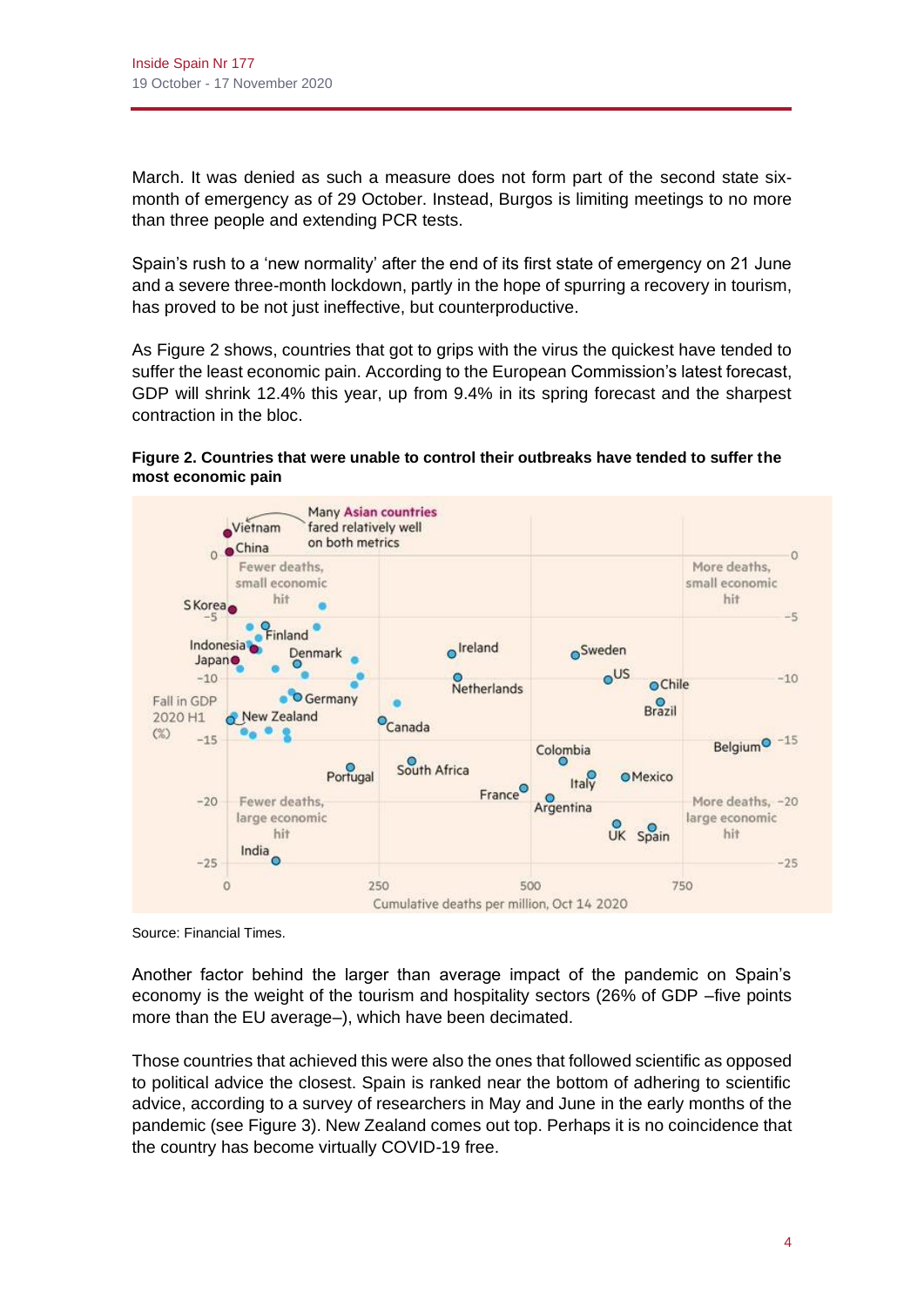March. It was denied as such a measure does not form part of the second state six-month of emergency as of 29 October. Instead, Burgos is limiting meetings to no more than three people and extending PCR tests.

Spain's rush to a 'new normality' after the end of its first state of emergency on 21 June and a severe three-month lockdown, partly in the hope of spurring a recovery in tourism, has proved to be not just ineffective, but counterproductive.

As Figure 2 shows, countries that got to grips with the virus the quickest have tended to suffer the least economic pain. According to the European Commission's latest forecast, GDP will shrink 12.4% this year, up from 9.4% in its spring forecast and the sharpest contraction in the bloc.

**Figure 2. Countries that were unable to control their outbreaks have tended to suffer the most economic pain**

Source: Financial Times.

Another factor behind the larger than average impact of the pandemic on Spain's economy is the weight of the tourism and hospitality sectors (26% of GDP –five points more than the EU average–), which have been decimated.

Those countries that achieved this were also the ones that followed scientific as opposed to political advice the closest. Spain is ranked near the bottom of adhering to scientific advice, according to a survey of researchers in May and June in the early months of the pandemic (see Figure 3). New Zealand comes out top. Perhaps it is no coincidence that the country has become virtually COVID-19 free.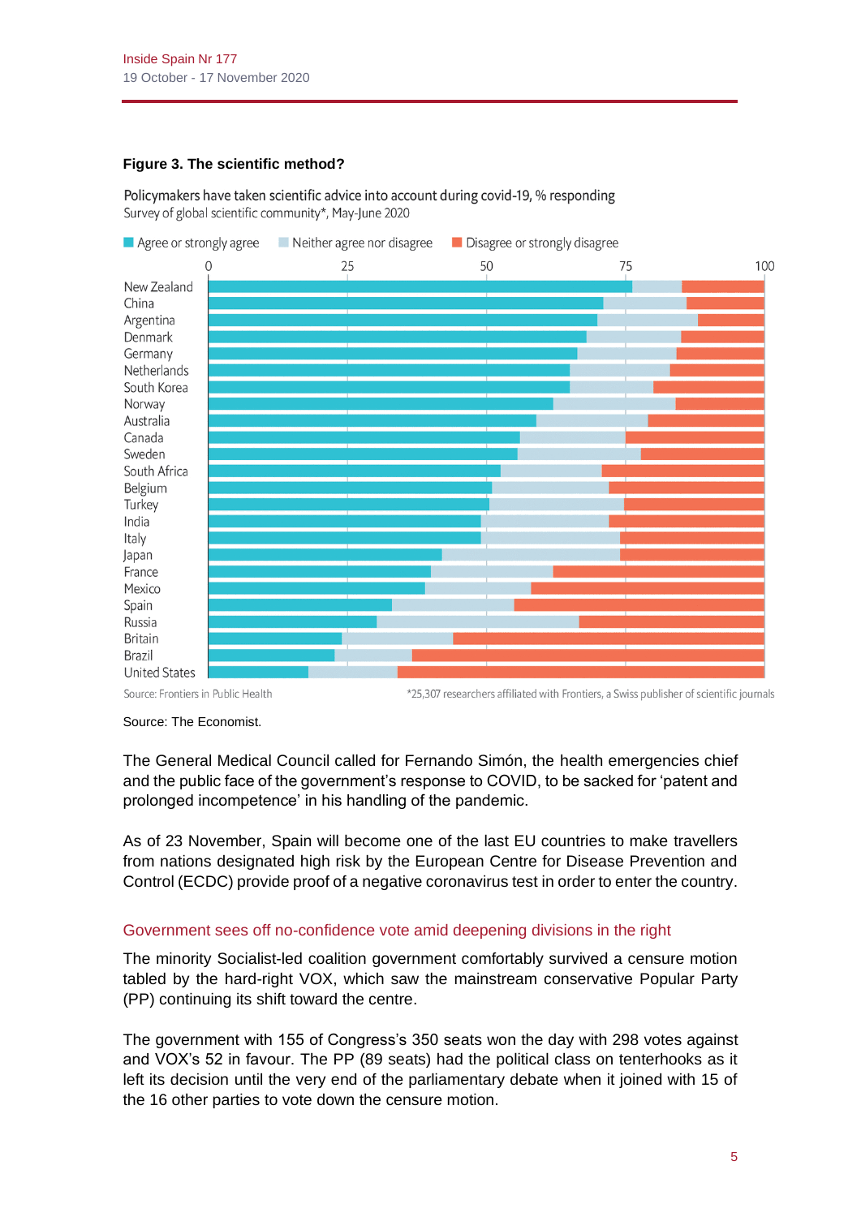**Figure 3. The scientific method?**

Policymakers have taken scientific advice into account during covid-19, % responding
Survey of global scientific community*, May-June 2020

Source: Frontiers in Public Health

*25,307 researchers affiliated with Frontiers, a Swiss publisher of scientific journals

Source: The Economist.

The General Medical Council called for Fernando Simón, the health emergencies chief and the public face of the government's response to COVID, to be sacked for 'patent and prolonged incompetence' in his handling of the pandemic.

As of 23 November, Spain will become one of the last EU countries to make travellers from nations designated high risk by the European Centre for Disease Prevention and Control (ECDC) provide proof of a negative coronavirus test in order to enter the country.

## Government sees off no-confidence vote amid deepening divisions in the right

The minority Socialist-led coalition government comfortably survived a censure motion tabled by the hard-right VOX, which saw the mainstream conservative Popular Party (PP) continuing its shift toward the centre.

The government with 155 of Congress's 350 seats won the day with 298 votes against and VOX's 52 in favour. The PP (89 seats) had the political class on tenterhooks as it left its decision until the very end of the parliamentary debate when it joined with 15 of the 16 other parties to vote down the censure motion.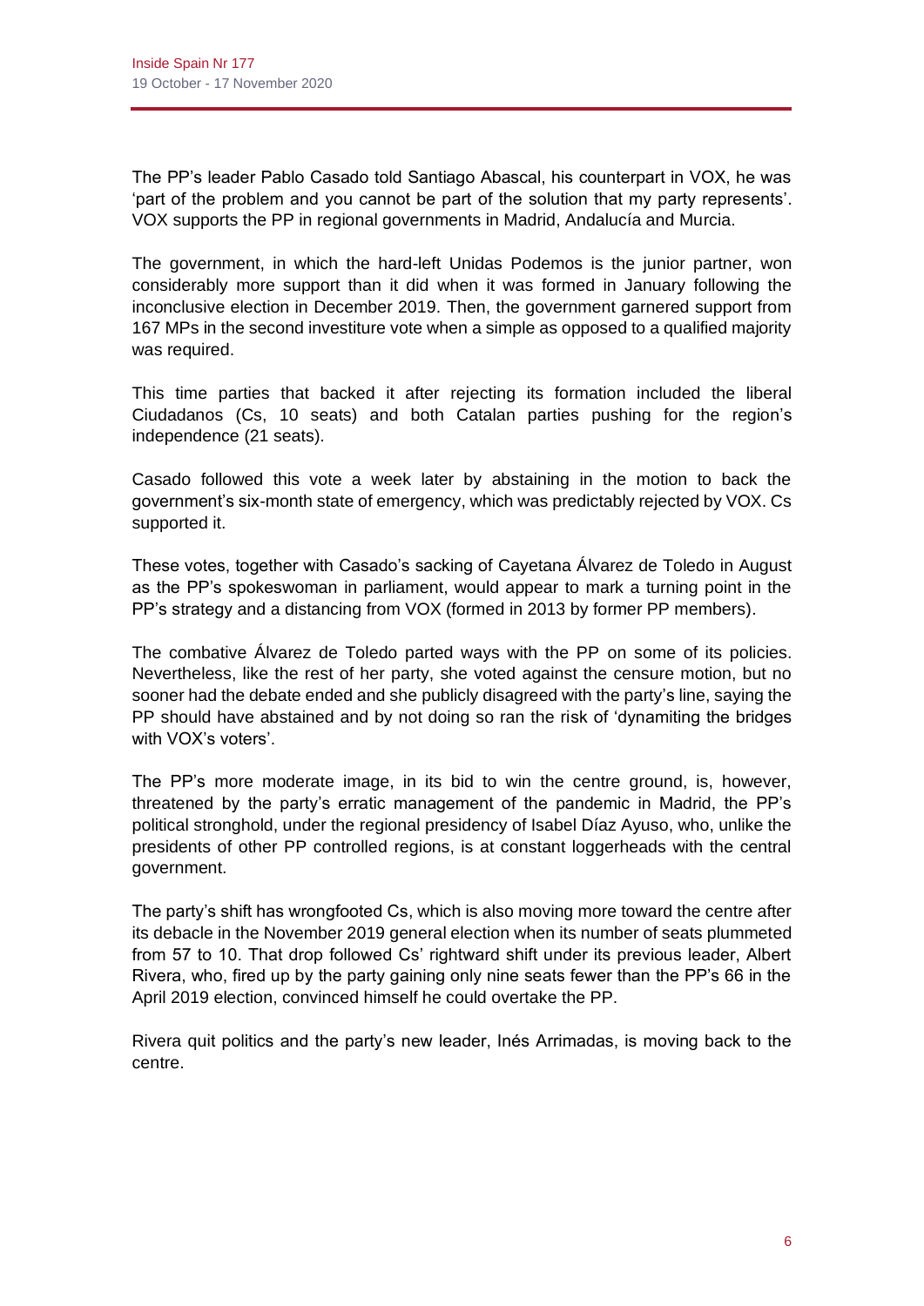The PP's leader Pablo Casado told Santiago Abascal, his counterpart in VOX, he was 'part of the problem and you cannot be part of the solution that my party represents'. VOX supports the PP in regional governments in Madrid, Andalucía and Murcia.

The government, in which the hard-left Unidas Podemos is the junior partner, won considerably more support than it did when it was formed in January following the inconclusive election in December 2019. Then, the government garnered support from 167 MPs in the second investiture vote when a simple as opposed to a qualified majority was required.

This time parties that backed it after rejecting its formation included the liberal Ciudadanos (Cs, 10 seats) and both Catalan parties pushing for the region's independence (21 seats).

Casado followed this vote a week later by abstaining in the motion to back the government's six-month state of emergency, which was predictably rejected by VOX. Cs supported it.

These votes, together with Casado's sacking of Cayetana Álvarez de Toledo in August as the PP's spokeswoman in parliament, would appear to mark a turning point in the PP's strategy and a distancing from VOX (formed in 2013 by former PP members).

The combative Álvarez de Toledo parted ways with the PP on some of its policies. Nevertheless, like the rest of her party, she voted against the censure motion, but no sooner had the debate ended and she publicly disagreed with the party's line, saying the PP should have abstained and by not doing so ran the risk of 'dynamiting the bridges with VOX's voters'.

The PP's more moderate image, in its bid to win the centre ground, is, however, threatened by the party's erratic management of the pandemic in Madrid, the PP's political stronghold, under the regional presidency of Isabel Díaz Ayuso, who, unlike the presidents of other PP controlled regions, is at constant loggerheads with the central government.

The party's shift has wrongfooted Cs, which is also moving more toward the centre after its debacle in the November 2019 general election when its number of seats plummeted from 57 to 10. That drop followed Cs' rightward shift under its previous leader, Albert Rivera, who, fired up by the party gaining only nine seats fewer than the PP's 66 in the April 2019 election, convinced himself he could overtake the PP.

Rivera quit politics and the party's new leader, Inés Arrimadas, is moving back to the centre.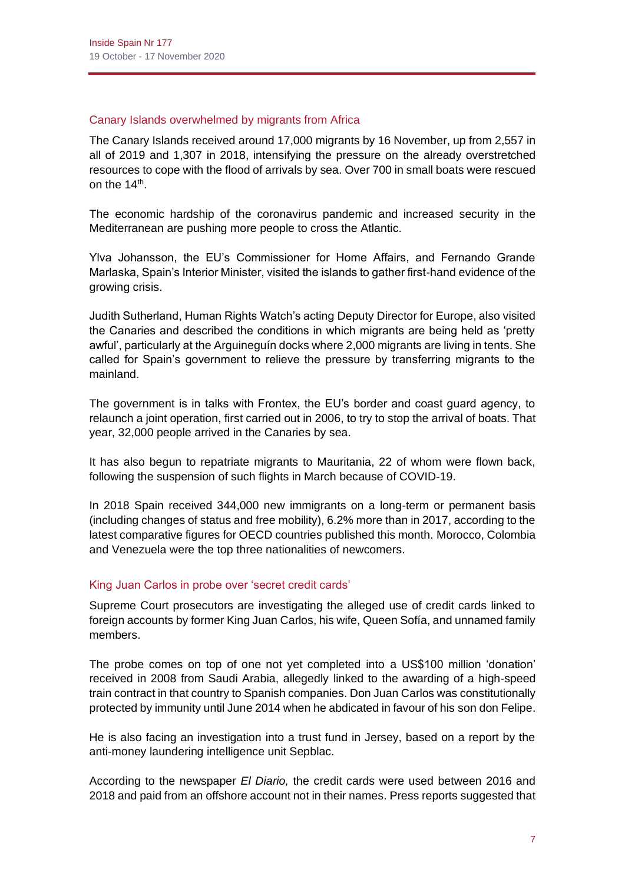## Canary Islands overwhelmed by migrants from Africa

The Canary Islands received around 17,000 migrants by 16 November, up from 2,557 in all of 2019 and 1,307 in 2018, intensifying the pressure on the already overstretched resources to cope with the flood of arrivals by sea. Over 700 in small boats were rescued on the 14th.

The economic hardship of the coronavirus pandemic and increased security in the Mediterranean are pushing more people to cross the Atlantic.

Ylva Johansson, the EU's Commissioner for Home Affairs, and Fernando Grande Marlaska, Spain's Interior Minister, visited the islands to gather first-hand evidence of the growing crisis.

Judith Sutherland, Human Rights Watch's acting Deputy Director for Europe, also visited the Canaries and described the conditions in which migrants are being held as 'pretty awful', particularly at the Arguineguín docks where 2,000 migrants are living in tents. She called for Spain's government to relieve the pressure by transferring migrants to the mainland.

The government is in talks with Frontex, the EU's border and coast guard agency, to relaunch a joint operation, first carried out in 2006, to try to stop the arrival of boats. That year, 32,000 people arrived in the Canaries by sea.

It has also begun to repatriate migrants to Mauritania, 22 of whom were flown back, following the suspension of such flights in March because of COVID-19.

In 2018 Spain received 344,000 new immigrants on a long-term or permanent basis (including changes of status and free mobility), 6.2% more than in 2017, according to the latest comparative figures for OECD countries published this month. Morocco, Colombia and Venezuela were the top three nationalities of newcomers.

## King Juan Carlos in probe over 'secret credit cards'

Supreme Court prosecutors are investigating the alleged use of credit cards linked to foreign accounts by former King Juan Carlos, his wife, Queen Sofía, and unnamed family members.

The probe comes on top of one not yet completed into a US$100 million 'donation' received in 2008 from Saudi Arabia, allegedly linked to the awarding of a high-speed train contract in that country to Spanish companies. Don Juan Carlos was constitutionally protected by immunity until June 2014 when he abdicated in favour of his son don Felipe.

He is also facing an investigation into a trust fund in Jersey, based on a report by the anti-money laundering intelligence unit Sepblac.

According to the newspaper *El Diario,* the credit cards were used between 2016 and 2018 and paid from an offshore account not in their names. Press reports suggested that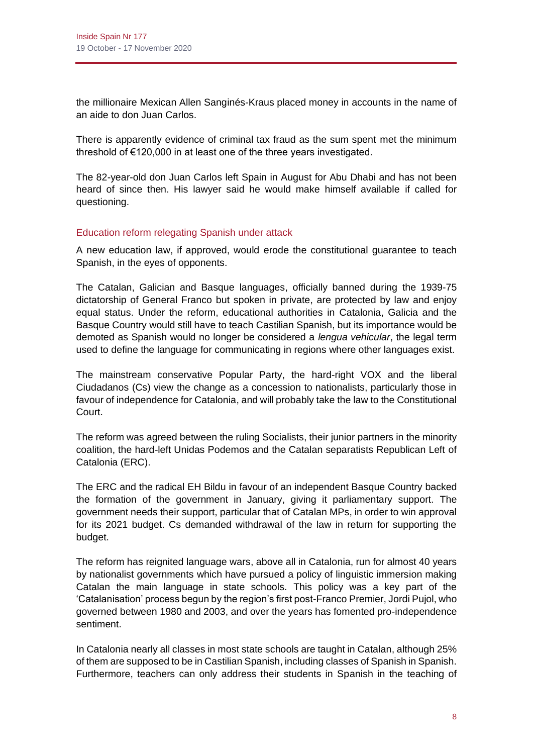the millionaire Mexican Allen Sanginés-Kraus placed money in accounts in the name of an aide to don Juan Carlos.

There is apparently evidence of criminal tax fraud as the sum spent met the minimum threshold of €120,000 in at least one of the three years investigated.

The 82-year-old don Juan Carlos left Spain in August for Abu Dhabi and has not been heard of since then. His lawyer said he would make himself available if called for questioning.

### Education reform relegating Spanish under attack

A new education law, if approved, would erode the constitutional guarantee to teach Spanish, in the eyes of opponents.

The Catalan, Galician and Basque languages, officially banned during the 1939-75 dictatorship of General Franco but spoken in private, are protected by law and enjoy equal status. Under the reform, educational authorities in Catalonia, Galicia and the Basque Country would still have to teach Castilian Spanish, but its importance would be demoted as Spanish would no longer be considered a *lengua vehicular*, the legal term used to define the language for communicating in regions where other languages exist.

The mainstream conservative Popular Party, the hard-right VOX and the liberal Ciudadanos (Cs) view the change as a concession to nationalists, particularly those in favour of independence for Catalonia, and will probably take the law to the Constitutional Court.

The reform was agreed between the ruling Socialists, their junior partners in the minority coalition, the hard-left Unidas Podemos and the Catalan separatists Republican Left of Catalonia (ERC).

The ERC and the radical EH Bildu in favour of an independent Basque Country backed the formation of the government in January, giving it parliamentary support. The government needs their support, particular that of Catalan MPs, in order to win approval for its 2021 budget. Cs demanded withdrawal of the law in return for supporting the budget.

The reform has reignited language wars, above all in Catalonia, run for almost 40 years by nationalist governments which have pursued a policy of linguistic immersion making Catalan the main language in state schools. This policy was a key part of the 'Catalanisation' process begun by the region's first post-Franco Premier, Jordi Pujol, who governed between 1980 and 2003, and over the years has fomented pro-independence sentiment.

In Catalonia nearly all classes in most state schools are taught in Catalan, although 25% of them are supposed to be in Castilian Spanish, including classes of Spanish in Spanish. Furthermore, teachers can only address their students in Spanish in the teaching of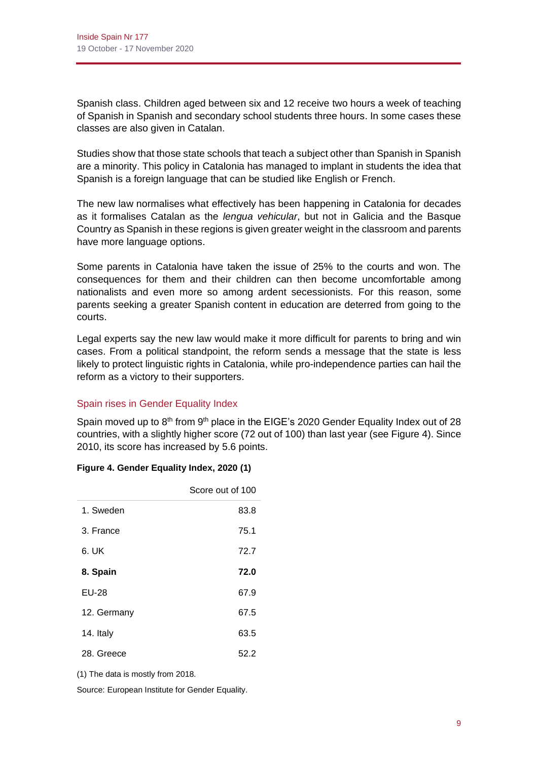Spanish class. Children aged between six and 12 receive two hours a week of teaching of Spanish in Spanish and secondary school students three hours. In some cases these classes are also given in Catalan.

Studies show that those state schools that teach a subject other than Spanish in Spanish are a minority. This policy in Catalonia has managed to implant in students the idea that Spanish is a foreign language that can be studied like English or French.

The new law normalises what effectively has been happening in Catalonia for decades as it formalises Catalan as the *lengua vehicular*, but not in Galicia and the Basque Country as Spanish in these regions is given greater weight in the classroom and parents have more language options.

Some parents in Catalonia have taken the issue of 25% to the courts and won. The consequences for them and their children can then become uncomfortable among nationalists and even more so among ardent secessionists. For this reason, some parents seeking a greater Spanish content in education are deterred from going to the courts.

Legal experts say the new law would make it more difficult for parents to bring and win cases. From a political standpoint, the reform sends a message that the state is less likely to protect linguistic rights in Catalonia, while pro-independence parties can hail the reform as a victory to their supporters.

## Spain rises in Gender Equality Index

Spain moved up to 8th from 9th place in the EIGE's 2020 Gender Equality Index out of 28 countries, with a slightly higher score (72 out of 100) than last year (see Figure 4). Since 2010, its score has increased by 5.6 points.

**Figure 4. Gender Equality Index, 2020 (1)**

| | Score out of 100 |
|---|---|
| 1. Sweden | 83.8 |
| 3. France | 75.1 |
| 6. UK | 72.7 |
| **8. Spain** | **72.0** |
| EU-28 | 67.9 |
| 12. Germany | 67.5 |
| 14. Italy | 63.5 |
| 28. Greece | 52.2 |

(1) The data is mostly from 2018.

Source: European Institute for Gender Equality.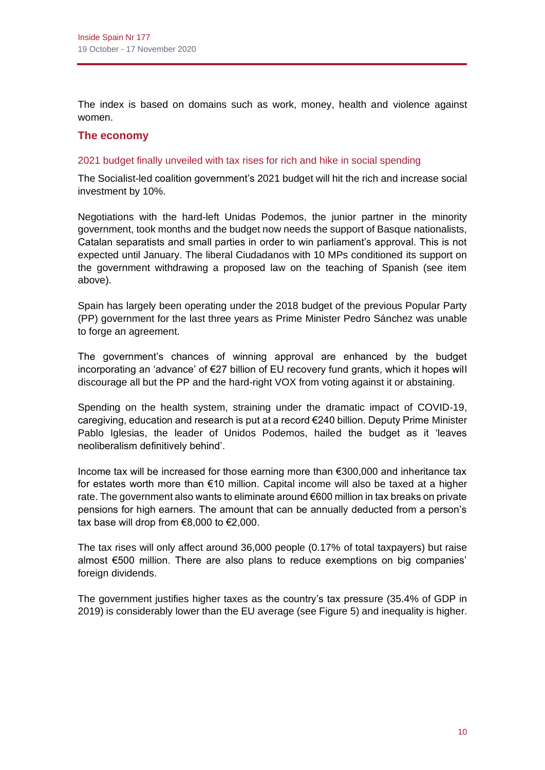The index is based on domains such as work, money, health and violence against women.

## The economy

### 2021 budget finally unveiled with tax rises for rich and hike in social spending

The Socialist-led coalition government's 2021 budget will hit the rich and increase social investment by 10%.

Negotiations with the hard-left Unidas Podemos, the junior partner in the minority government, took months and the budget now needs the support of Basque nationalists, Catalan separatists and small parties in order to win parliament's approval. This is not expected until January. The liberal Ciudadanos with 10 MPs conditioned its support on the government withdrawing a proposed law on the teaching of Spanish (see item above).

Spain has largely been operating under the 2018 budget of the previous Popular Party (PP) government for the last three years as Prime Minister Pedro Sánchez was unable to forge an agreement.

The government's chances of winning approval are enhanced by the budget incorporating an 'advance' of €27 billion of EU recovery fund grants, which it hopes will discourage all but the PP and the hard-right VOX from voting against it or abstaining.

Spending on the health system, straining under the dramatic impact of COVID-19, caregiving, education and research is put at a record €240 billion. Deputy Prime Minister Pablo Iglesias, the leader of Unidos Podemos, hailed the budget as it 'leaves neoliberalism definitively behind'.

Income tax will be increased for those earning more than €300,000 and inheritance tax for estates worth more than €10 million. Capital income will also be taxed at a higher rate. The government also wants to eliminate around €600 million in tax breaks on private pensions for high earners. The amount that can be annually deducted from a person's tax base will drop from €8,000 to €2,000.

The tax rises will only affect around 36,000 people (0.17% of total taxpayers) but raise almost €500 million. There are also plans to reduce exemptions on big companies' foreign dividends.

The government justifies higher taxes as the country's tax pressure (35.4% of GDP in 2019) is considerably lower than the EU average (see Figure 5) and inequality is higher.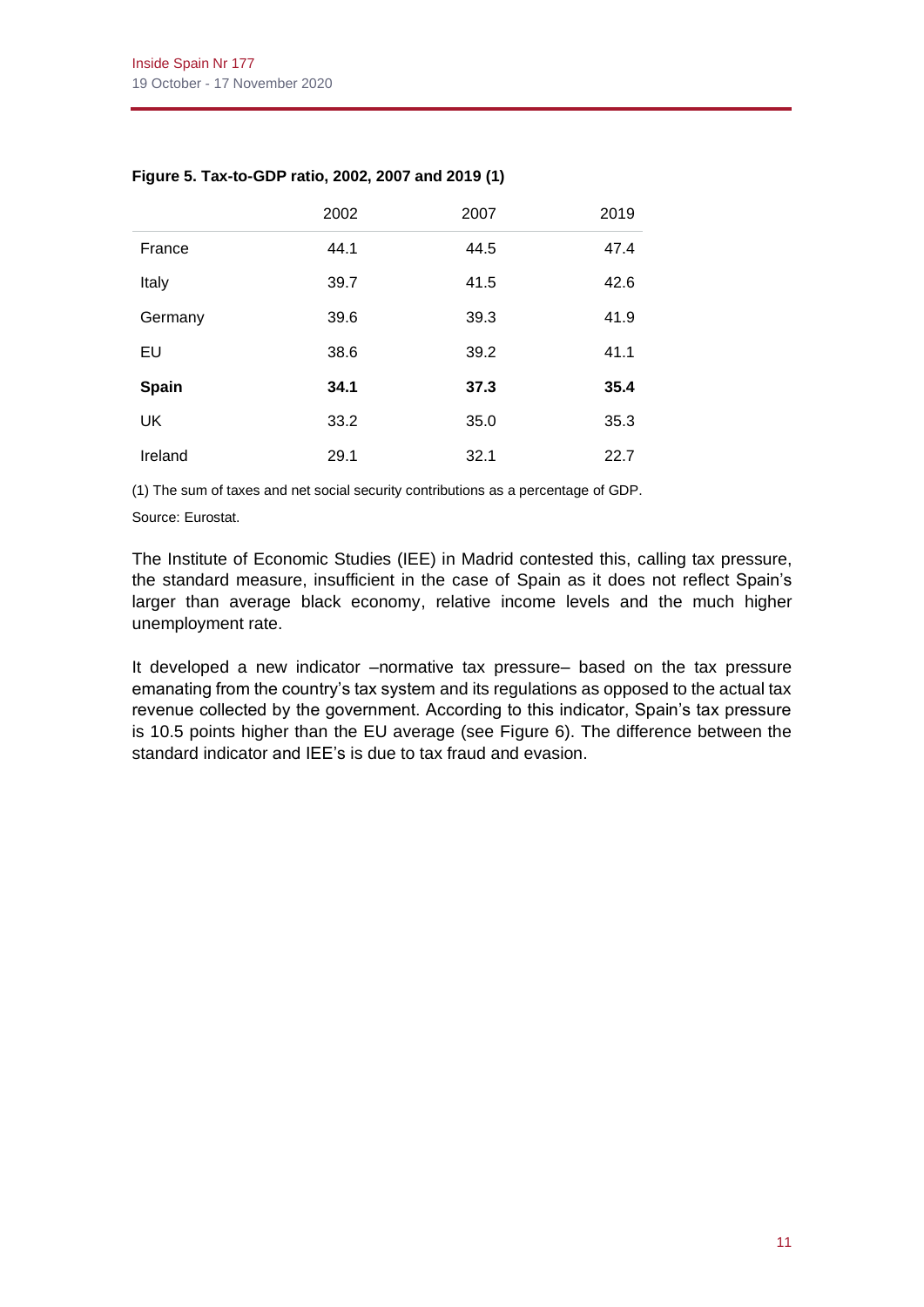**Figure 5. Tax-to-GDP ratio, 2002, 2007 and 2019 (1)**

| | 2002 | 2007 | 2019 |
|---|---|---|---|
| France | 44.1 | 44.5 | 47.4 |
| Italy | 39.7 | 41.5 | 42.6 |
| Germany | 39.6 | 39.3 | 41.9 |
| EU | 38.6 | 39.2 | 41.1 |
| **Spain** | **34.1** | **37.3** | **35.4** |
| UK | 33.2 | 35.0 | 35.3 |
| Ireland | 29.1 | 32.1 | 22.7 |

(1) The sum of taxes and net social security contributions as a percentage of GDP.

Source: Eurostat.

The Institute of Economic Studies (IEE) in Madrid contested this, calling tax pressure, the standard measure, insufficient in the case of Spain as it does not reflect Spain's larger than average black economy, relative income levels and the much higher unemployment rate.

It developed a new indicator –normative tax pressure– based on the tax pressure emanating from the country's tax system and its regulations as opposed to the actual tax revenue collected by the government. According to this indicator, Spain's tax pressure is 10.5 points higher than the EU average (see Figure 6). The difference between the standard indicator and IEE's is due to tax fraud and evasion.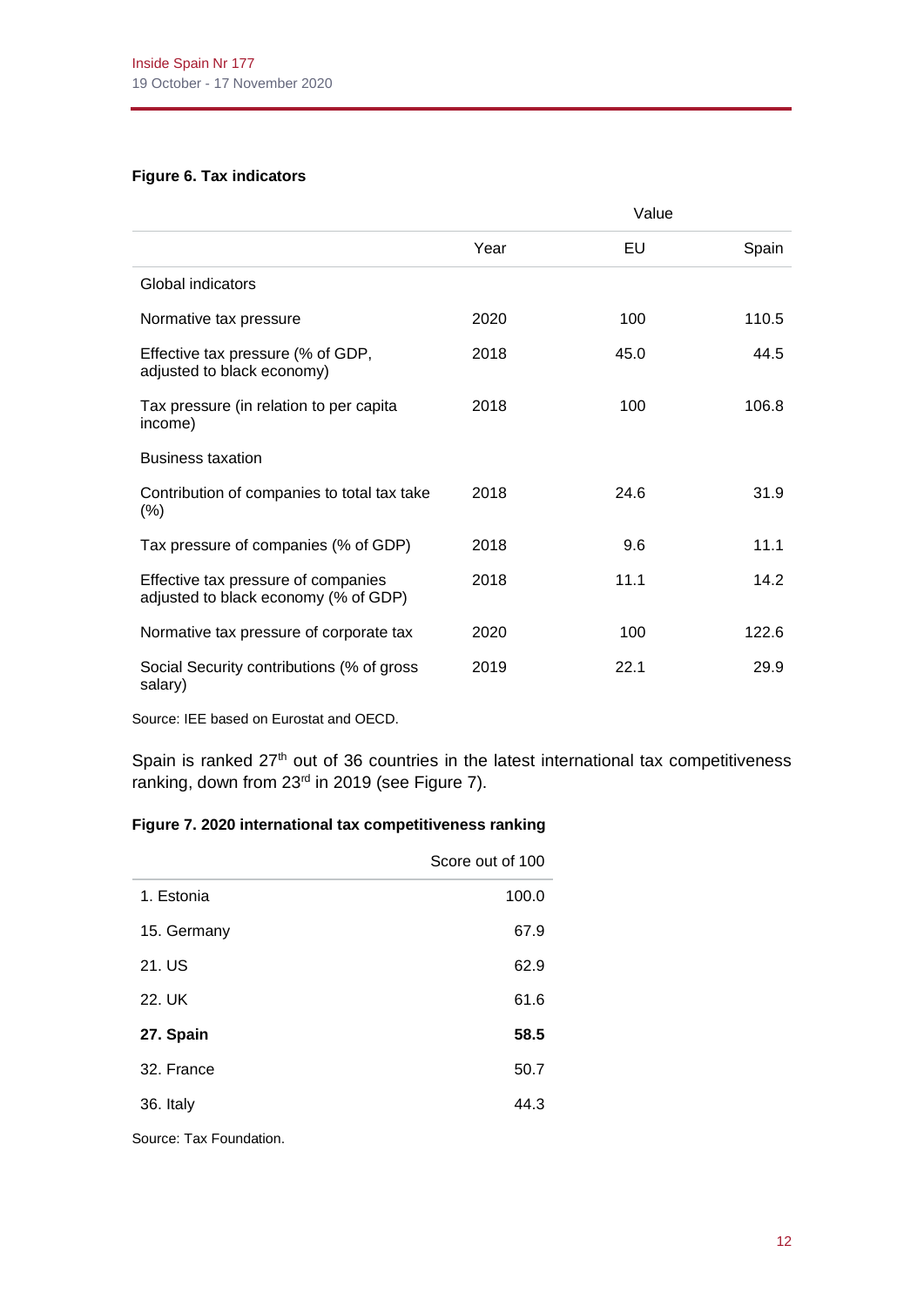**Figure 6. Tax indicators**

| | | Value | |
|---|---|---|---|
| | Year | EU | Spain |
| Global indicators | | | |
| Normative tax pressure | 2020 | 100 | 110.5 |
| Effective tax pressure (% of GDP, adjusted to black economy) | 2018 | 45.0 | 44.5 |
| Tax pressure (in relation to per capita income) | 2018 | 100 | 106.8 |
| Business taxation | | | |
| Contribution of companies to total tax take (%) | 2018 | 24.6 | 31.9 |
| Tax pressure of companies (% of GDP) | 2018 | 9.6 | 11.1 |
| Effective tax pressure of companies adjusted to black economy (% of GDP) | 2018 | 11.1 | 14.2 |
| Normative tax pressure of corporate tax | 2020 | 100 | 122.6 |
| Social Security contributions (% of gross salary) | 2019 | 22.1 | 29.9 |

Source: IEE based on Eurostat and OECD.

Spain is ranked 27th out of 36 countries in the latest international tax competitiveness ranking, down from 23rd in 2019 (see Figure 7).

**Figure 7. 2020 international tax competitiveness ranking**

| | Score out of 100 |
|---|---|
| 1. Estonia | 100.0 |
| 15. Germany | 67.9 |
| 21. US | 62.9 |
| 22. UK | 61.6 |
| **27. Spain** | **58.5** |
| 32. France | 50.7 |
| 36. Italy | 44.3 |

Source: Tax Foundation.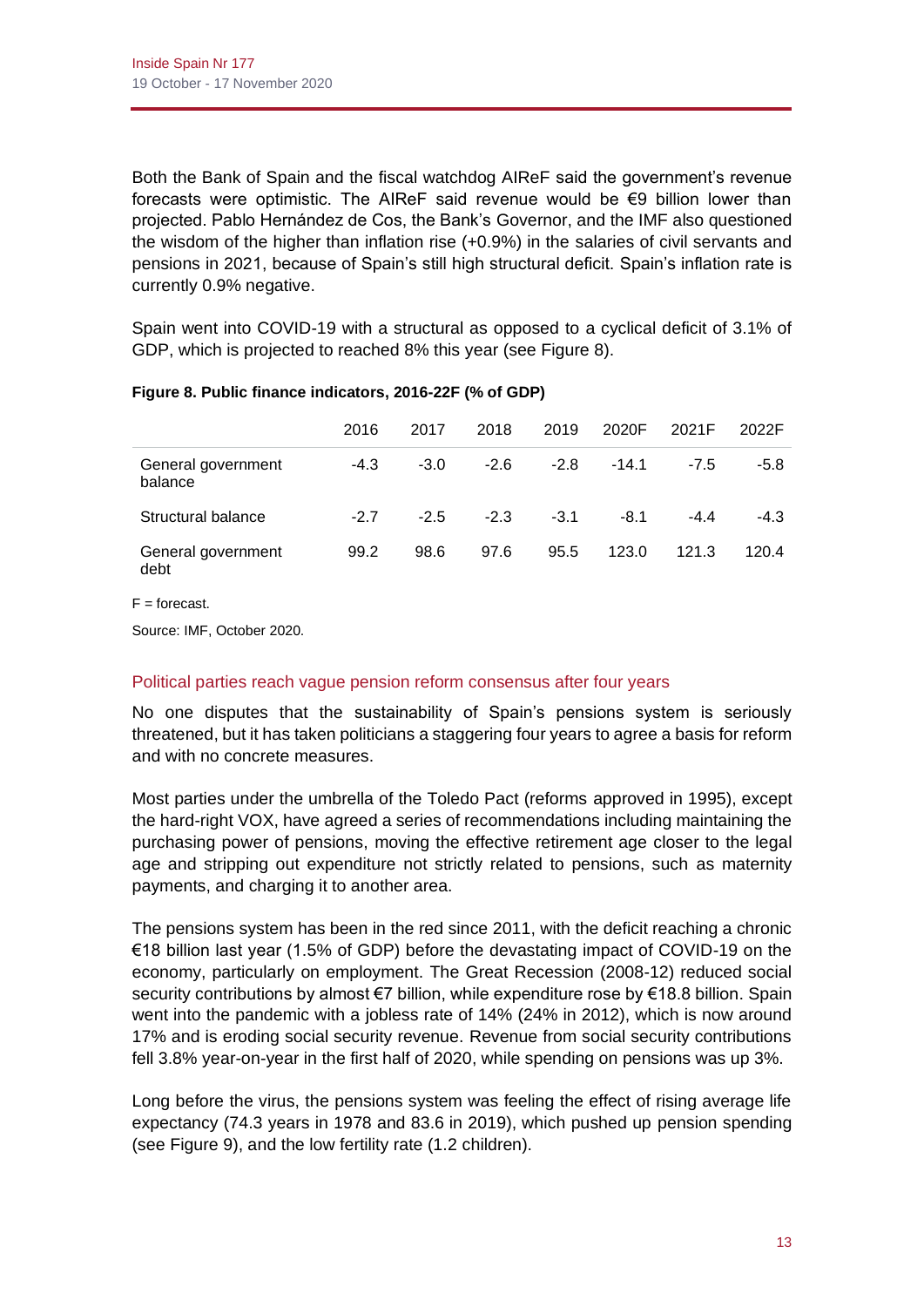Both the Bank of Spain and the fiscal watchdog AIReF said the government's revenue forecasts were optimistic. The AIReF said revenue would be €9 billion lower than projected. Pablo Hernández de Cos, the Bank's Governor, and the IMF also questioned the wisdom of the higher than inflation rise (+0.9%) in the salaries of civil servants and pensions in 2021, because of Spain's still high structural deficit. Spain's inflation rate is currently 0.9% negative.

Spain went into COVID-19 with a structural as opposed to a cyclical deficit of 3.1% of GDP, which is projected to reached 8% this year (see Figure 8).

**Figure 8. Public finance indicators, 2016-22F (% of GDP)**

| | 2016 | 2017 | 2018 | 2019 | 2020F | 2021F | 2022F |
|---|---|---|---|---|---|---|---|
| General government balance | -4.3 | -3.0 | -2.6 | -2.8 | -14.1 | -7.5 | -5.8 |
| Structural balance | -2.7 | -2.5 | -2.3 | -3.1 | -8.1 | -4.4 | -4.3 |
| General government debt | 99.2 | 98.6 | 97.6 | 95.5 | 123.0 | 121.3 | 120.4 |

F = forecast.

Source: IMF, October 2020.

## Political parties reach vague pension reform consensus after four years

No one disputes that the sustainability of Spain's pensions system is seriously threatened, but it has taken politicians a staggering four years to agree a basis for reform and with no concrete measures.

Most parties under the umbrella of the Toledo Pact (reforms approved in 1995), except the hard-right VOX, have agreed a series of recommendations including maintaining the purchasing power of pensions, moving the effective retirement age closer to the legal age and stripping out expenditure not strictly related to pensions, such as maternity payments, and charging it to another area.

The pensions system has been in the red since 2011, with the deficit reaching a chronic €18 billion last year (1.5% of GDP) before the devastating impact of COVID-19 on the economy, particularly on employment. The Great Recession (2008-12) reduced social security contributions by almost €7 billion, while expenditure rose by €18.8 billion. Spain went into the pandemic with a jobless rate of 14% (24% in 2012), which is now around 17% and is eroding social security revenue. Revenue from social security contributions fell 3.8% year-on-year in the first half of 2020, while spending on pensions was up 3%.

Long before the virus, the pensions system was feeling the effect of rising average life expectancy (74.3 years in 1978 and 83.6 in 2019), which pushed up pension spending (see Figure 9), and the low fertility rate (1.2 children).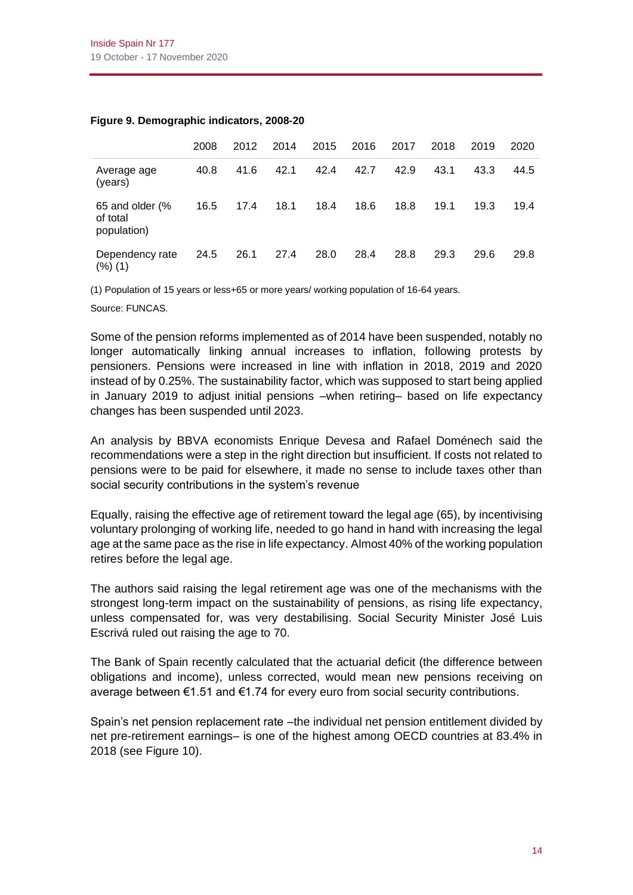**Figure 9. Demographic indicators, 2008-20**

| | 2008 | 2012 | 2014 | 2015 | 2016 | 2017 | 2018 | 2019 | 2020 |
|---|---|---|---|---|---|---|---|---|---|
| Average age (years) | 40.8 | 41.6 | 42.1 | 42.4 | 42.7 | 42.9 | 43.1 | 43.3 | 44.5 |
| 65 and older (% of total population) | 16.5 | 17.4 | 18.1 | 18.4 | 18.6 | 18.8 | 19.1 | 19.3 | 19.4 |
| Dependency rate (%) (1) | 24.5 | 26.1 | 27.4 | 28.0 | 28.4 | 28.8 | 29.3 | 29.6 | 29.8 |

(1) Population of 15 years or less+65 or more years/ working population of 16-64 years.

Source: FUNCAS.

Some of the pension reforms implemented as of 2014 have been suspended, notably no longer automatically linking annual increases to inflation, following protests by pensioners. Pensions were increased in line with inflation in 2018, 2019 and 2020 instead of by 0.25%. The sustainability factor, which was supposed to start being applied in January 2019 to adjust initial pensions –when retiring– based on life expectancy changes has been suspended until 2023.

An analysis by BBVA economists Enrique Devesa and Rafael Doménech said the recommendations were a step in the right direction but insufficient. If costs not related to pensions were to be paid for elsewhere, it made no sense to include taxes other than social security contributions in the system's revenue

Equally, raising the effective age of retirement toward the legal age (65), by incentivising voluntary prolonging of working life, needed to go hand in hand with increasing the legal age at the same pace as the rise in life expectancy. Almost 40% of the working population retires before the legal age.

The authors said raising the legal retirement age was one of the mechanisms with the strongest long-term impact on the sustainability of pensions, as rising life expectancy, unless compensated for, was very destabilising. Social Security Minister José Luis Escrivá ruled out raising the age to 70.

The Bank of Spain recently calculated that the actuarial deficit (the difference between obligations and income), unless corrected, would mean new pensions receiving on average between €1.51 and €1.74 for every euro from social security contributions.

Spain's net pension replacement rate –the individual net pension entitlement divided by net pre-retirement earnings– is one of the highest among OECD countries at 83.4% in 2018 (see Figure 10).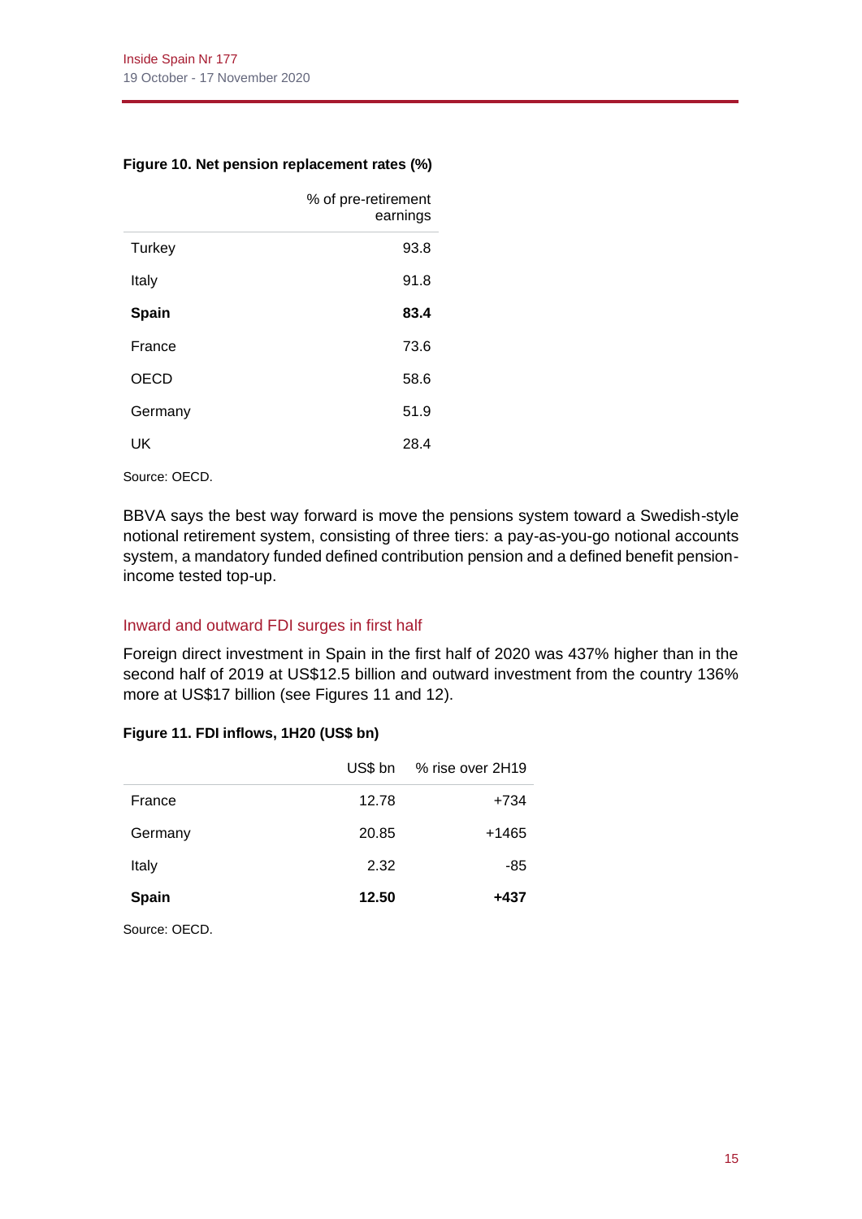**Figure 10. Net pension replacement rates (%)**

| | % of pre-retirement earnings |
|---|---|
| Turkey | 93.8 |
| Italy | 91.8 |
| **Spain** | **83.4** |
| France | 73.6 |
| OECD | 58.6 |
| Germany | 51.9 |
| UK | 28.4 |

Source: OECD.

BBVA says the best way forward is move the pensions system toward a Swedish-style notional retirement system, consisting of three tiers: a pay-as-you-go notional accounts system, a mandatory funded defined contribution pension and a defined benefit pension-income tested top-up.

## Inward and outward FDI surges in first half

Foreign direct investment in Spain in the first half of 2020 was 437% higher than in the second half of 2019 at US$12.5 billion and outward investment from the country 136% more at US$17 billion (see Figures 11 and 12).

**Figure 11. FDI inflows, 1H20 (US$ bn)**

| | US$ bn | % rise over 2H19 |
|---|---|---|
| France | 12.78 | +734 |
| Germany | 20.85 | +1465 |
| Italy | 2.32 | -85 |
| **Spain** | **12.50** | **+437** |

Source: OECD.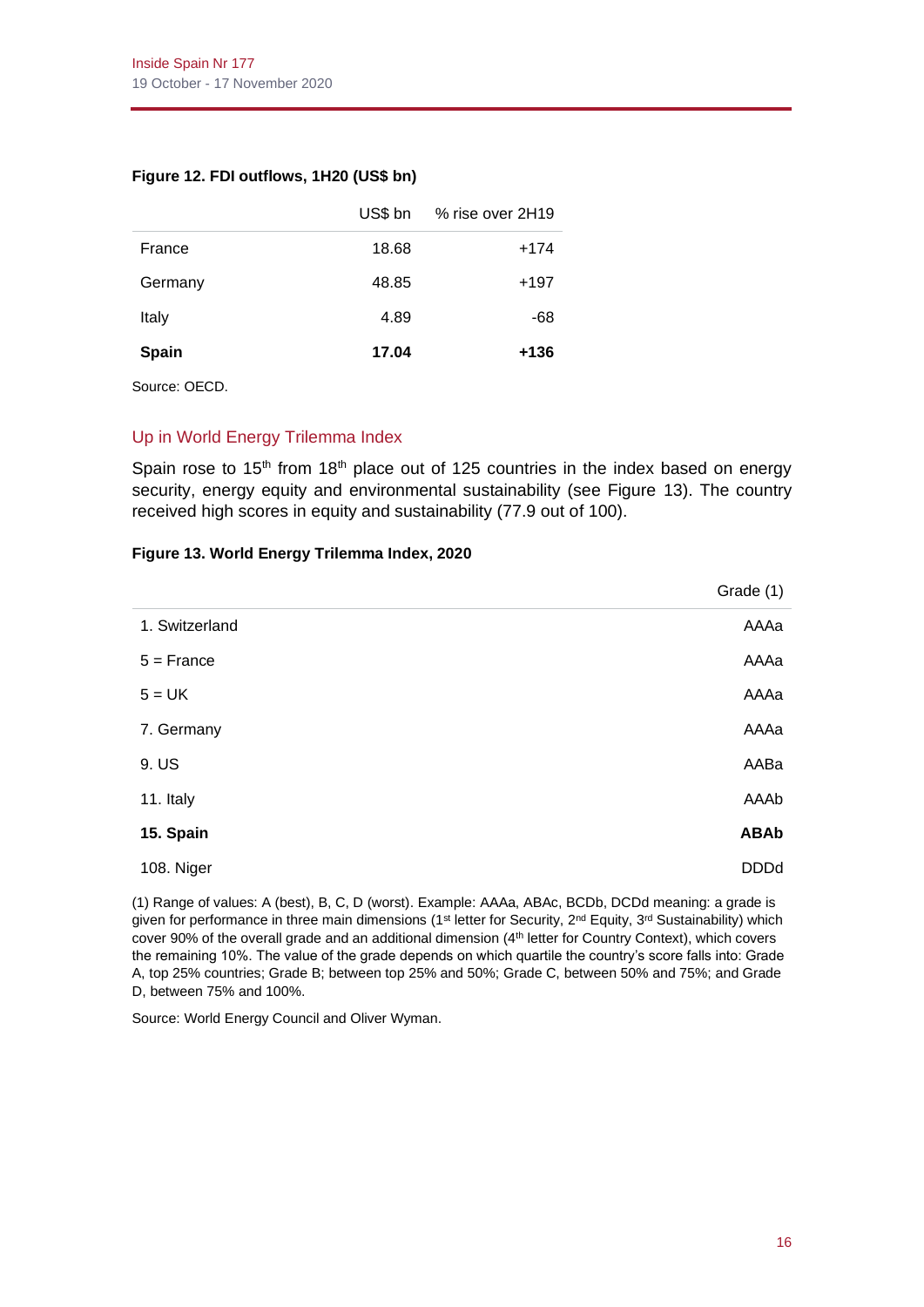**Figure 12. FDI outflows, 1H20 (US$ bn)**

| | US$ bn | % rise over 2H19 |
|---|---|---|
| France | 18.68 | +174 |
| Germany | 48.85 | +197 |
| Italy | 4.89 | -68 |
| **Spain** | **17.04** | **+136** |

Source: OECD.

## Up in World Energy Trilemma Index

Spain rose to 15th from 18th place out of 125 countries in the index based on energy security, energy equity and environmental sustainability (see Figure 13). The country received high scores in equity and sustainability (77.9 out of 100).

**Figure 13. World Energy Trilemma Index, 2020**

| | Grade (1) |
|---|---|
| 1. Switzerland | AAAa |
| 5 = France | AAAa |
| 5 = UK | AAAa |
| 7. Germany | AAAa |
| 9. US | AABa |
| 11. Italy | AAAb |
| **15. Spain** | **ABAb** |
| 108. Niger | DDDd |

(1) Range of values: A (best), B, C, D (worst). Example: AAAa, ABAc, BCDb, DCDd meaning: a grade is given for performance in three main dimensions (1st letter for Security, 2nd Equity, 3rd Sustainability) which cover 90% of the overall grade and an additional dimension (4th letter for Country Context), which covers the remaining 10%. The value of the grade depends on which quartile the country's score falls into: Grade A, top 25% countries; Grade B; between top 25% and 50%; Grade C, between 50% and 75%; and Grade D, between 75% and 100%.

Source: World Energy Council and Oliver Wyman.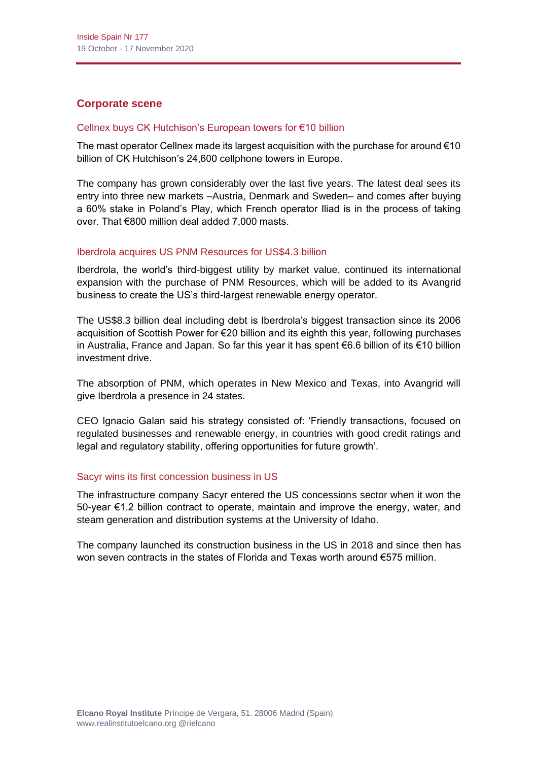## Corporate scene

### Cellnex buys CK Hutchison's European towers for €10 billion

The mast operator Cellnex made its largest acquisition with the purchase for around €10 billion of CK Hutchison's 24,600 cellphone towers in Europe.

The company has grown considerably over the last five years. The latest deal sees its entry into three new markets –Austria, Denmark and Sweden– and comes after buying a 60% stake in Poland's Play, which French operator Iliad is in the process of taking over. That €800 million deal added 7,000 masts.

### Iberdrola acquires US PNM Resources for US$4.3 billion

Iberdrola, the world's third-biggest utility by market value, continued its international expansion with the purchase of PNM Resources, which will be added to its Avangrid business to create the US's third-largest renewable energy operator.

The US$8.3 billion deal including debt is Iberdrola's biggest transaction since its 2006 acquisition of Scottish Power for €20 billion and its eighth this year, following purchases in Australia, France and Japan. So far this year it has spent €6.6 billion of its €10 billion investment drive.

The absorption of PNM, which operates in New Mexico and Texas, into Avangrid will give Iberdrola a presence in 24 states.

CEO Ignacio Galan said his strategy consisted of: 'Friendly transactions, focused on regulated businesses and renewable energy, in countries with good credit ratings and legal and regulatory stability, offering opportunities for future growth'.

### Sacyr wins its first concession business in US

The infrastructure company Sacyr entered the US concessions sector when it won the 50-year €1.2 billion contract to operate, maintain and improve the energy, water, and steam generation and distribution systems at the University of Idaho.

The company launched its construction business in the US in 2018 and since then has won seven contracts in the states of Florida and Texas worth around €575 million.